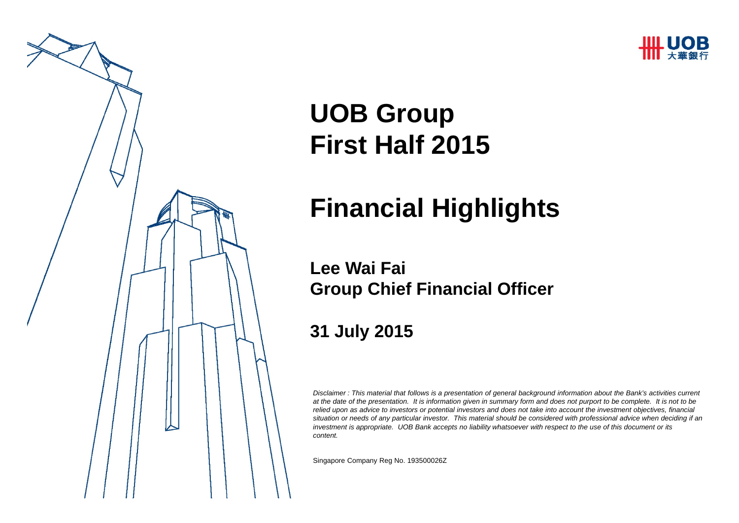# UOB Group
# First Half 2015

# Financial Highlights

**Lee Wai Fai**
**Group Chief Financial Officer**

**31 July 2015**

*Disclaimer : This material that follows is a presentation of general background information about the Bank's activities current at the date of the presentation. It is information given in summary form and does not purport to be complete. It is not to be relied upon as advice to investors or potential investors and does not take into account the investment objectives, financial situation or needs of any particular investor. This material should be considered with professional advice when deciding if an investment is appropriate. UOB Bank accepts no liability whatsoever with respect to the use of this document or its content.*

Singapore Company Reg No. 193500026Z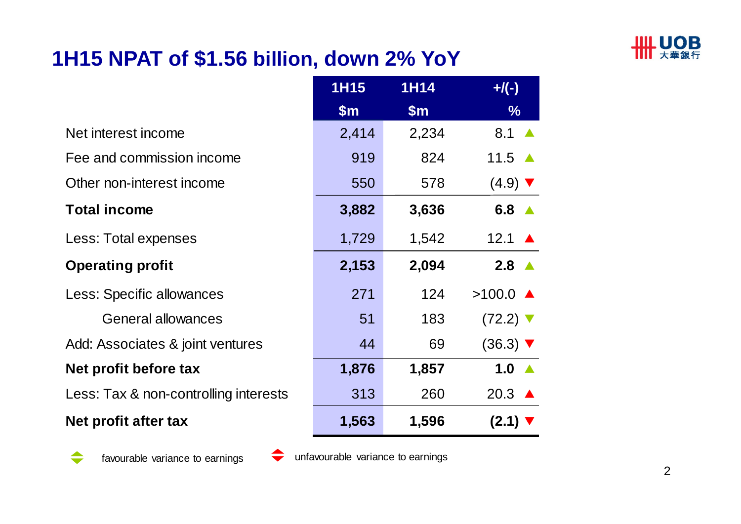# 1H15 NPAT of $1.56 billion, down 2% YoY

| | 1H15 $m | 1H14 $m | +/(-) % |
|---|---|---|---|
| Net interest income | 2,414 | 2,234 | 8.1 ▲ |
| Fee and commission income | 919 | 824 | 11.5 ▲ |
| Other non-interest income | 550 | 578 | (4.9) ▼ |
| **Total income** | **3,882** | **3,636** | **6.8** ▲ |
| Less: Total expenses | 1,729 | 1,542 | 12.1 ▲ |
| **Operating profit** | **2,153** | **2,094** | **2.8** ▲ |
| Less: Specific allowances | 271 | 124 | >100.0 ▲ |
| General allowances | 51 | 183 | (72.2) ▼ |
| Add: Associates & joint ventures | 44 | 69 | (36.3) ▼ |
| **Net profit before tax** | **1,876** | **1,857** | **1.0** ▲ |
| Less: Tax & non-controlling interests | 313 | 260 | 20.3 ▲ |
| **Net profit after tax** | **1,563** | **1,596** | **(2.1)** ▼ |

Green arrows: favourable variance to earnings. Red arrows: unfavourable variance to earnings.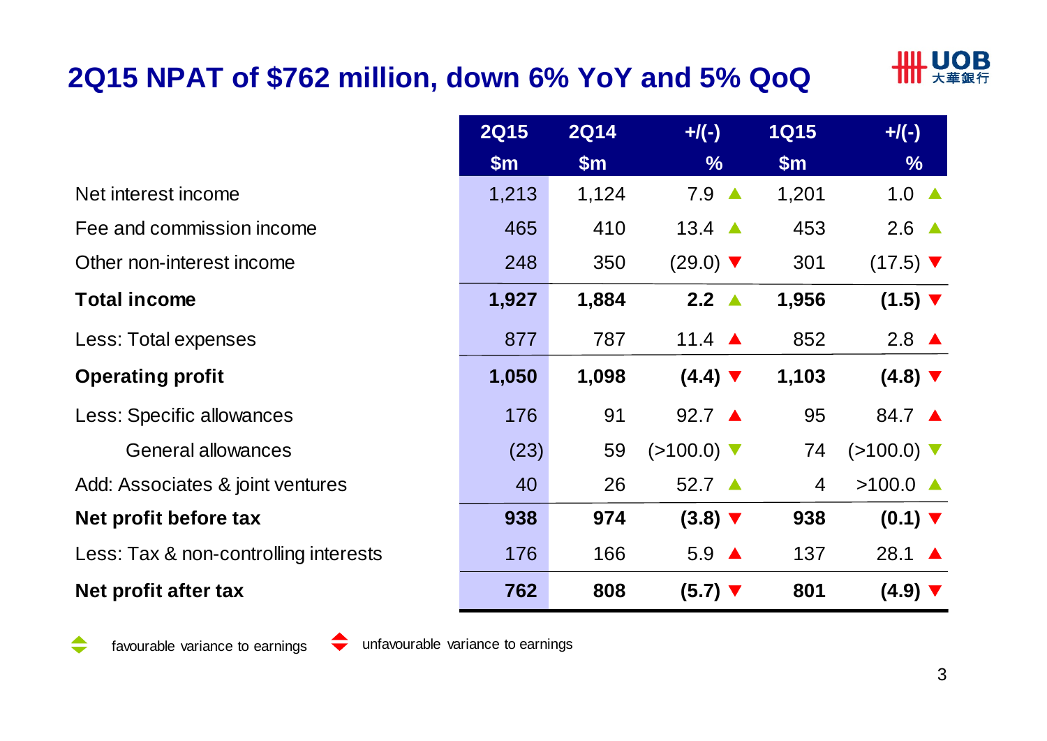# 2Q15 NPAT of $762 million, down 6% YoY and 5% QoQ

| | 2Q15 | 2Q14 | +/(-) | 1Q15 | +/(-) |
|---|---|---|---|---|---|
| | $m | $m | % | $m | % |
| Net interest income | 1,213 | 1,124 | 7.9 ▲ | 1,201 | 1.0 ▲ |
| Fee and commission income | 465 | 410 | 13.4 ▲ | 453 | 2.6 ▲ |
| Other non-interest income | 248 | 350 | (29.0) ▼ | 301 | (17.5) ▼ |
| **Total income** | **1,927** | **1,884** | **2.2** ▲ | **1,956** | **(1.5)** ▼ |
| Less: Total expenses | 877 | 787 | 11.4 ▲ | 852 | 2.8 ▲ |
| **Operating profit** | **1,050** | **1,098** | **(4.4)** ▼ | **1,103** | **(4.8)** ▼ |
| Less: Specific allowances | 176 | 91 | 92.7 ▲ | 95 | 84.7 ▲ |
| General allowances | (23) | 59 | (>100.0) ▼ | 74 | (>100.0) ▼ |
| Add: Associates & joint ventures | 40 | 26 | 52.7 ▲ | 4 | >100.0 ▲ |
| **Net profit before tax** | **938** | **974** | **(3.8)** ▼ | **938** | **(0.1)** ▼ |
| Less: Tax & non-controlling interests | 176 | 166 | 5.9 ▲ | 137 | 28.1 ▲ |
| **Net profit after tax** | **762** | **808** | **(5.7)** ▼ | **801** | **(4.9)** ▼ |

Green arrows: favourable variance to earnings; red arrows: unfavourable variance to earnings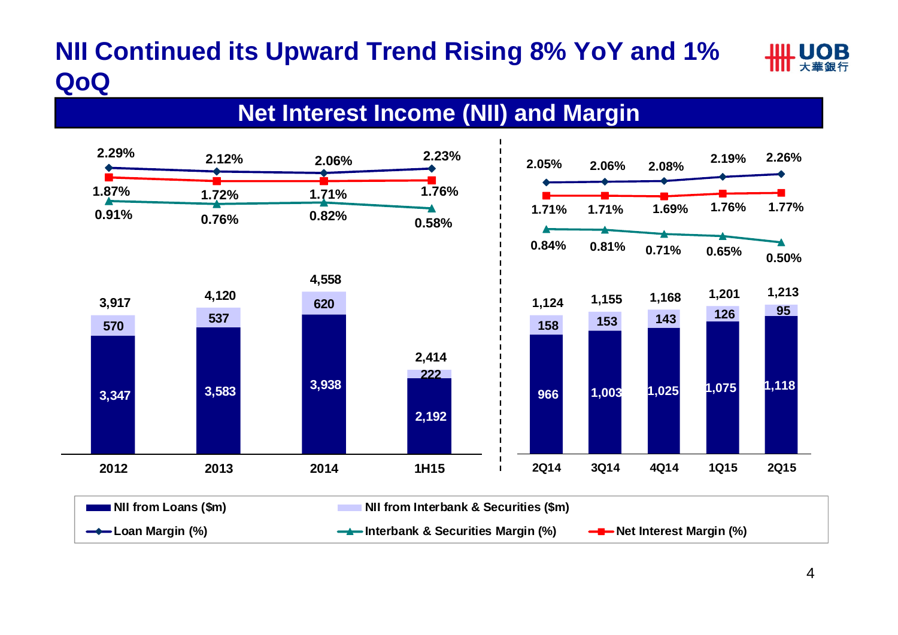# NII Continued its Upward Trend Rising 8% YoY and 1% QoQ

## Net Interest Income (NII) and Margin

| Period | NII from Loans ($m) | NII from Interbank & Securities ($m) | Total NII ($m) | Loan Margin (%) | Net Interest Margin (%) | Interbank & Securities Margin (%) |
|---|---|---|---|---|---|---|
| 2012 | 3,347 | 570 | 3,917 | 2.29% | 1.87% | 0.91% |
| 2013 | 3,583 | 537 | 4,120 | 2.12% | 1.72% | 0.76% |
| 2014 | 3,938 | 620 | 4,558 | 2.06% | 1.71% | 0.82% |
| 1H15 | 2,192 | 222 | 2,414 | 2.23% | 1.76% | 0.58% |
| 2Q14 | 966 | 158 | 1,124 | 2.05% | 1.71% | 0.84% |
| 3Q14 | 1,003 | 153 | 1,155 | 2.06% | 1.71% | 0.81% |
| 4Q14 | 1,025 | 143 | 1,168 | 2.08% | 1.69% | 0.71% |
| 1Q15 | 1,075 | 126 | 1,201 | 2.19% | 1.76% | 0.65% |
| 2Q15 | 1,118 | 95 | 1,213 | 2.26% | 1.77% | 0.50% |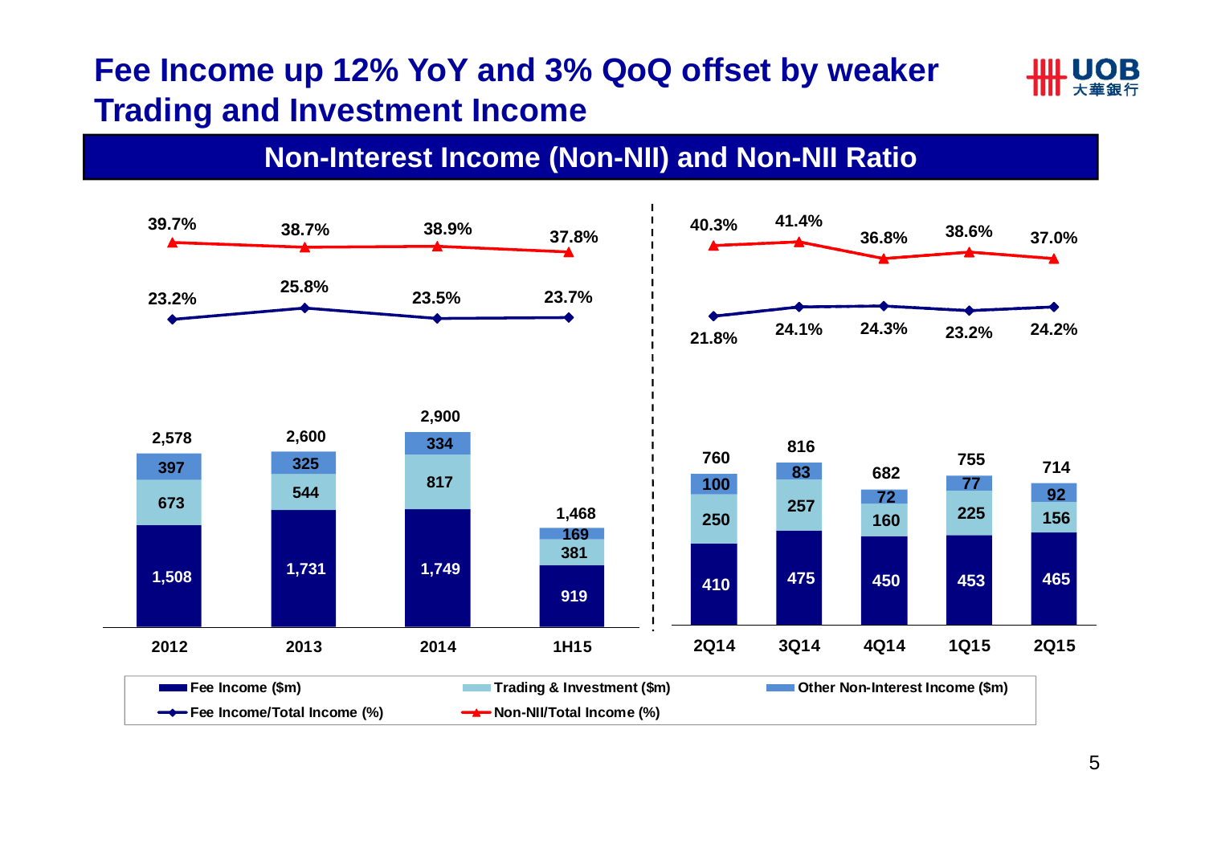# Fee Income up 12% YoY and 3% QoQ offset by weaker Trading and Investment Income

## Non-Interest Income (Non-NII) and Non-NII Ratio

| | 2012 | 2013 | 2014 | 1H15 | 2Q14 | 3Q14 | 4Q14 | 1Q15 | 2Q15 |
|---|---|---|---|---|---|---|---|---|---|
| Fee Income ($m) | 1,508 | 1,731 | 1,749 | 919 | 410 | 475 | 450 | 453 | 465 |
| Trading & Investment ($m) | 673 | 544 | 817 | 381 | 250 | 257 | 160 | 225 | 156 |
| Other Non-Interest Income ($m) | 397 | 325 | 334 | 169 | 100 | 83 | 72 | 77 | 92 |
| Total ($m) | 2,578 | 2,600 | 2,900 | 1,468 | 760 | 816 | 682 | 755 | 714 |
| Fee Income/Total Income (%) | 23.2% | 25.8% | 23.5% | 23.7% | 21.8% | 24.1% | 24.3% | 23.2% | 24.2% |
| Non-NII/Total Income (%) | 39.7% | 38.7% | 38.9% | 37.8% | 40.3% | 41.4% | 36.8% | 38.6% | 37.0% |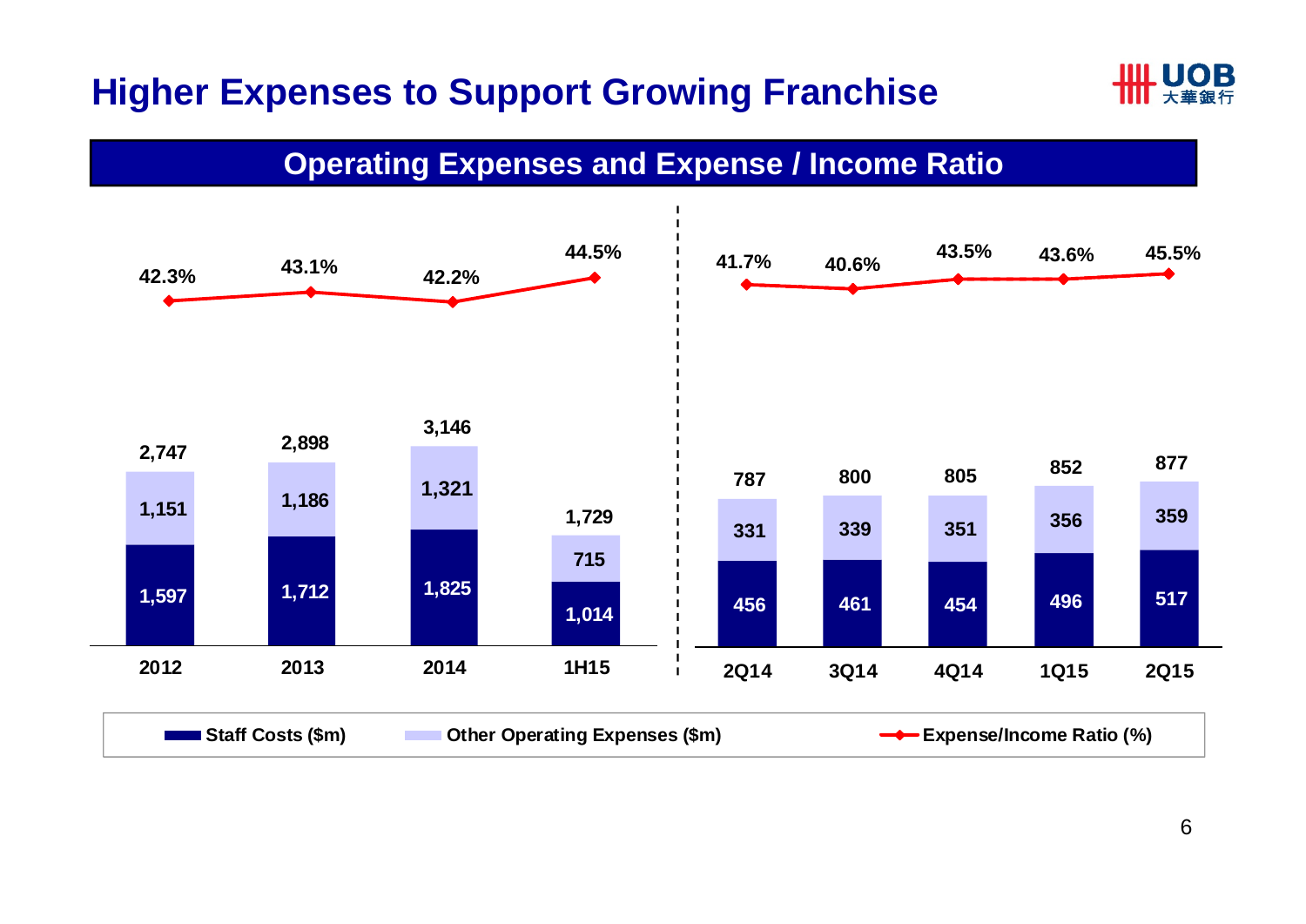# Higher Expenses to Support Growing Franchise

## Operating Expenses and Expense / Income Ratio

| Period | Staff Costs ($m) | Other Operating Expenses ($m) | Total ($m) | Expense/Income Ratio (%) |
|---|---|---|---|---|
| 2012 | 1,597 | 1,151 | 2,747 | 42.3% |
| 2013 | 1,712 | 1,186 | 2,898 | 43.1% |
| 2014 | 1,825 | 1,321 | 3,146 | 42.2% |
| 1H15 | 1,014 | 715 | 1,729 | 44.5% |
| 2Q14 | 456 | 331 | 787 | 41.7% |
| 3Q14 | 461 | 339 | 800 | 40.6% |
| 4Q14 | 454 | 351 | 805 | 43.5% |
| 1Q15 | 496 | 356 | 852 | 43.6% |
| 2Q15 | 517 | 359 | 877 | 45.5% |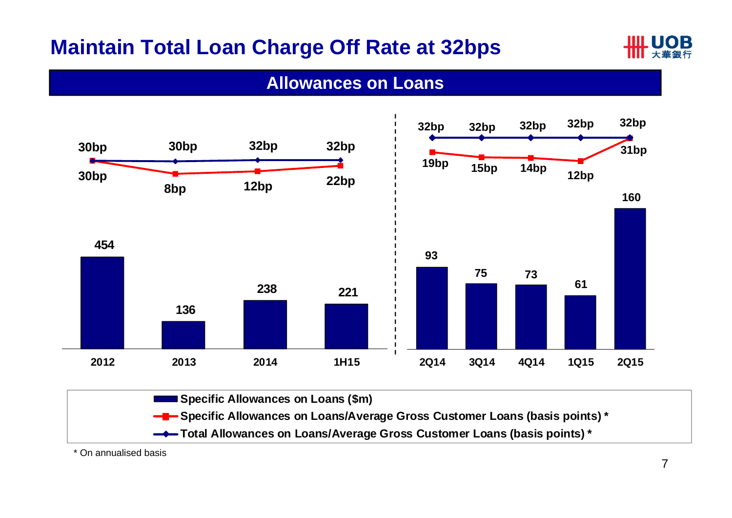# Maintain Total Loan Charge Off Rate at 32bps

## Allowances on Loans

| | 2012 | 2013 | 2014 | 1H15 | 2Q14 | 3Q14 | 4Q14 | 1Q15 | 2Q15 |
|---|---|---|---|---|---|---|---|---|---|
| Specific Allowances on Loans ($m) | 454 | 136 | 238 | 221 | 93 | 75 | 73 | 61 | 160 |
| Specific Allowances on Loans/Average Gross Customer Loans (basis points) * | 30bp | 8bp | 12bp | 22bp | 19bp | 15bp | 14bp | 12bp | 31bp |
| Total Allowances on Loans/Average Gross Customer Loans (basis points) * | 30bp | 30bp | 32bp | 32bp | 32bp | 32bp | 32bp | 32bp | 32bp |

\* On annualised basis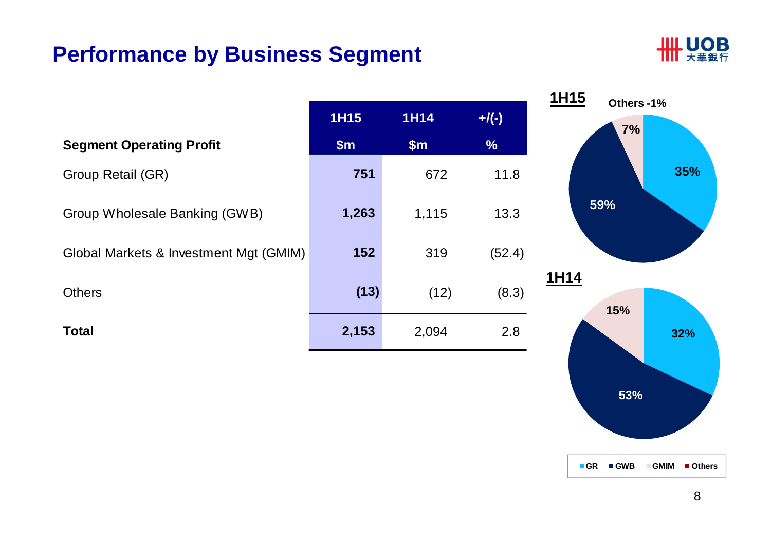# Performance by Business Segment

| Segment Operating Profit | 1H15 $m | 1H14 $m | +/(-) % |
|---|---|---|---|
| Group Retail (GR) | **751** | 672 | 11.8 |
| Group Wholesale Banking (GWB) | **1,263** | 1,115 | 13.3 |
| Global Markets & Investment Mgt (GMIM) | **152** | 319 | (52.4) |
| Others | **(13)** | (12) | (8.3) |
| **Total** | **2,153** | 2,094 | 2.8 |

**1H15**

Others -1%

- GR: 35%
- GWB: 59%
- GMIM: 7%

**1H14**

- GR: 32%
- GWB: 53%
- GMIM: 15%

GR GWB GMIM Others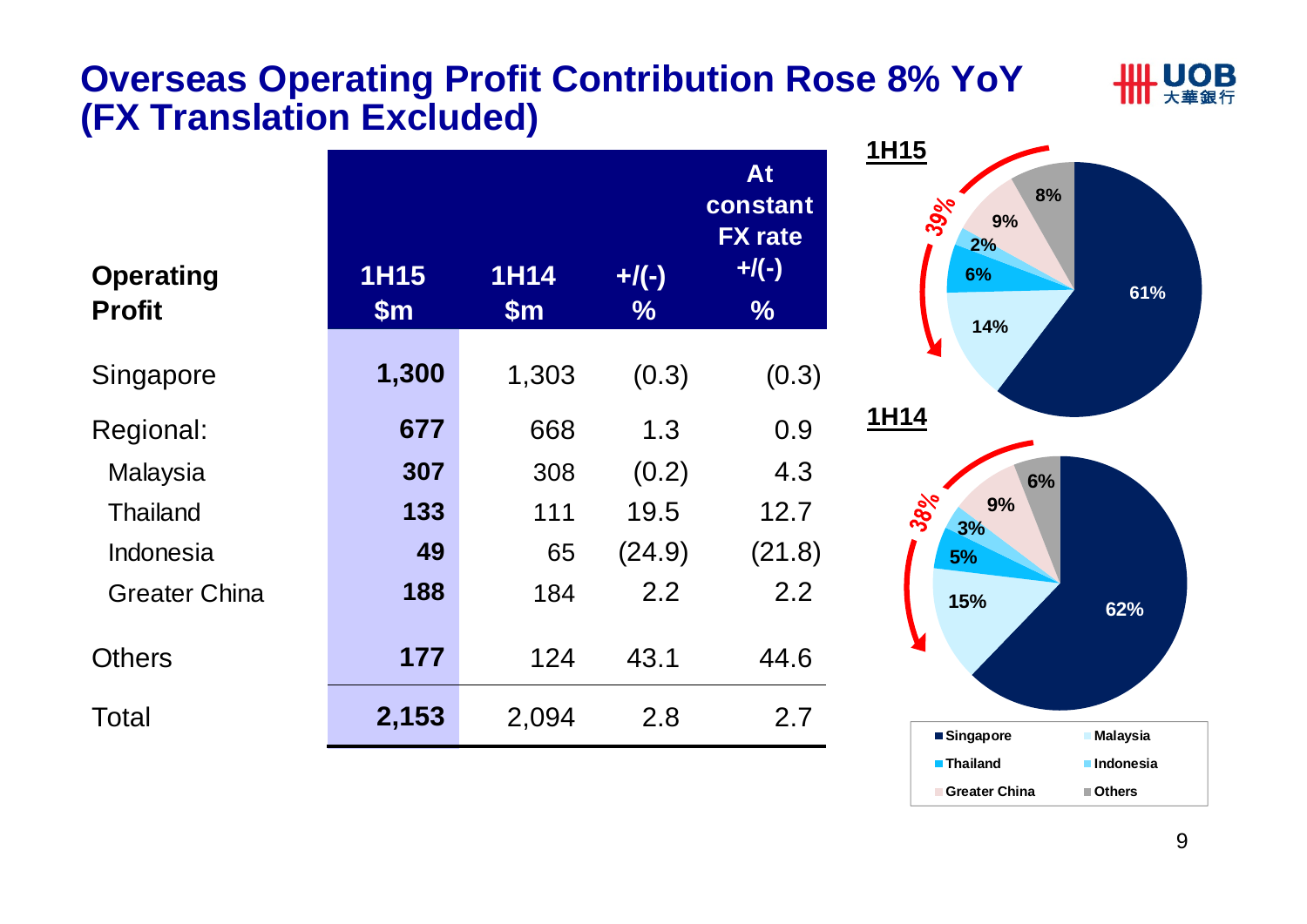# Overseas Operating Profit Contribution Rose 8% YoY (FX Translation Excluded)

| Operating Profit | 1H15 $m | 1H14 $m | +/(-) % | At constant FX rate +/(-) % |
|---|---|---|---|---|
| Singapore | **1,300** | 1,303 | (0.3) | (0.3) |
| Regional: | **677** | 668 | 1.3 | 0.9 |
| Malaysia | **307** | 308 | (0.2) | 4.3 |
| Thailand | **133** | 111 | 19.5 | 12.7 |
| Indonesia | **49** | 65 | (24.9) | (21.8) |
| Greater China | **188** | 184 | 2.2 | 2.2 |
| Others | **177** | 124 | 43.1 | 44.6 |
| Total | **2,153** | 2,094 | 2.8 | 2.7 |

**1H15**

| Segment | Share |
|---|---|
| Singapore | 61% |
| Malaysia | 14% |
| Thailand | 6% |
| Indonesia | 2% |
| Greater China | 9% |
| Others | 8% |

Overseas: 39%

**1H14**

| Segment | Share |
|---|---|
| Singapore | 62% |
| Malaysia | 15% |
| Thailand | 5% |
| Indonesia | 3% |
| Greater China | 9% |
| Others | 6% |

Overseas: 38%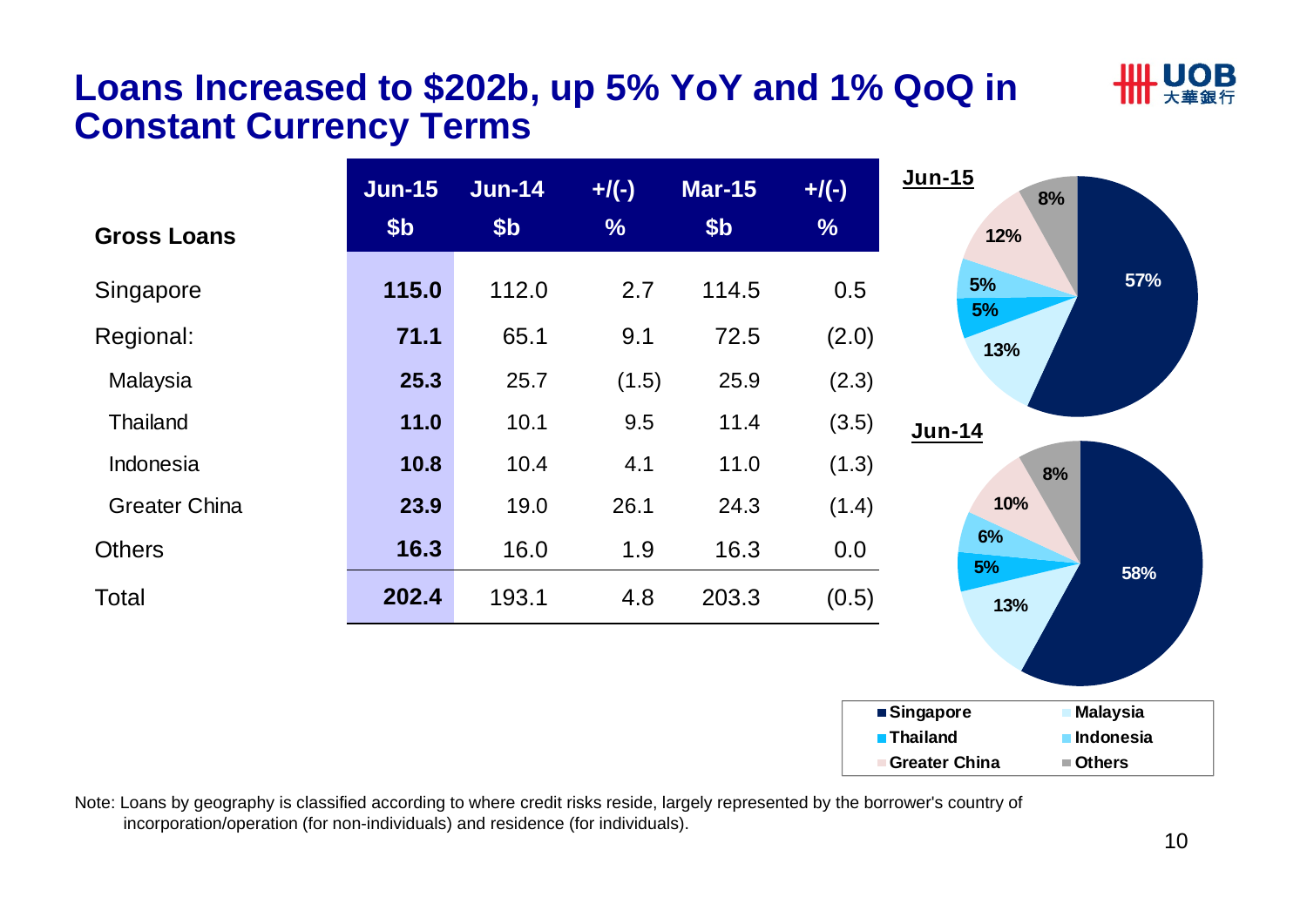# Loans Increased to $202b, up 5% YoY and 1% QoQ in Constant Currency Terms

| Gross Loans | Jun-15 $b | Jun-14 $b | +/(-) % | Mar-15 $b | +/(-) % |
|---|---|---|---|---|---|
| Singapore | **115.0** | 112.0 | 2.7 | 114.5 | 0.5 |
| Regional: | **71.1** | 65.1 | 9.1 | 72.5 | (2.0) |
| Malaysia | **25.3** | 25.7 | (1.5) | 25.9 | (2.3) |
| Thailand | **11.0** | 10.1 | 9.5 | 11.4 | (3.5) |
| Indonesia | **10.8** | 10.4 | 4.1 | 11.0 | (1.3) |
| Greater China | **23.9** | 19.0 | 26.1 | 24.3 | (1.4) |
| Others | **16.3** | 16.0 | 1.9 | 16.3 | 0.0 |
| Total | **202.4** | 193.1 | 4.8 | 203.3 | (0.5) |

**Jun-15**

| Singapore | Malaysia | Thailand | Indonesia | Greater China | Others |
|---|---|---|---|---|---|
| 57% | 13% | 5% | 5% | 12% | 8% |

**Jun-14**

| Singapore | Malaysia | Thailand | Indonesia | Greater China | Others |
|---|---|---|---|---|---|
| 58% | 13% | 5% | 6% | 10% | 8% |

Note: Loans by geography is classified according to where credit risks reside, largely represented by the borrower's country of incorporation/operation (for non-individuals) and residence (for individuals).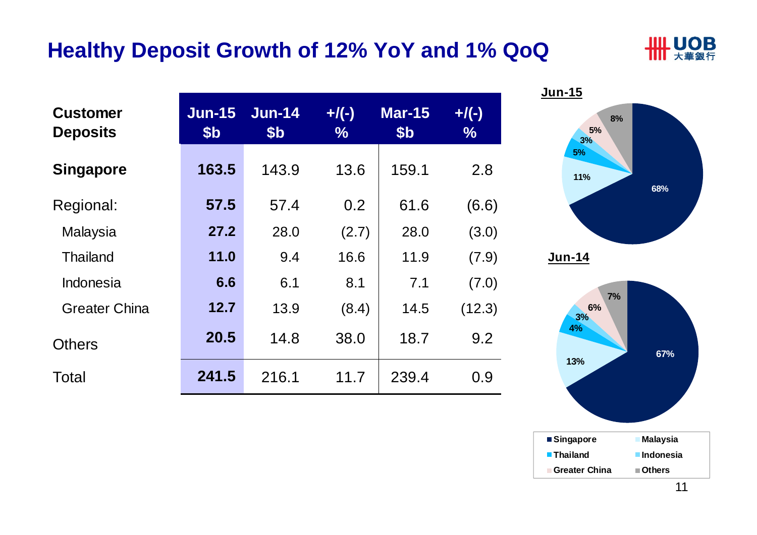# Healthy Deposit Growth of 12% YoY and 1% QoQ

| Customer Deposits | Jun-15 $b | Jun-14 $b | +/(-) % | Mar-15 $b | +/(-) % |
|---|---|---|---|---|---|
| **Singapore** | **163.5** | 143.9 | 13.6 | 159.1 | 2.8 |
| Regional: | **57.5** | 57.4 | 0.2 | 61.6 | (6.6) |
| Malaysia | **27.2** | 28.0 | (2.7) | 28.0 | (3.0) |
| Thailand | **11.0** | 9.4 | 16.6 | 11.9 | (7.9) |
| Indonesia | **6.6** | 6.1 | 8.1 | 7.1 | (7.0) |
| Greater China | **12.7** | 13.9 | (8.4) | 14.5 | (12.3) |
| Others | **20.5** | 14.8 | 38.0 | 18.7 | 9.2 |
| Total | **241.5** | 216.1 | 11.7 | 239.4 | 0.9 |

**Jun-15**

| Region | Share |
|---|---|
| Singapore | 68% |
| Malaysia | 11% |
| Thailand | 5% |
| Indonesia | 3% |
| Greater China | 5% |
| Others | 8% |

**Jun-14**

| Region | Share |
|---|---|
| Singapore | 67% |
| Malaysia | 13% |
| Thailand | 4% |
| Indonesia | 3% |
| Greater China | 6% |
| Others | 7% |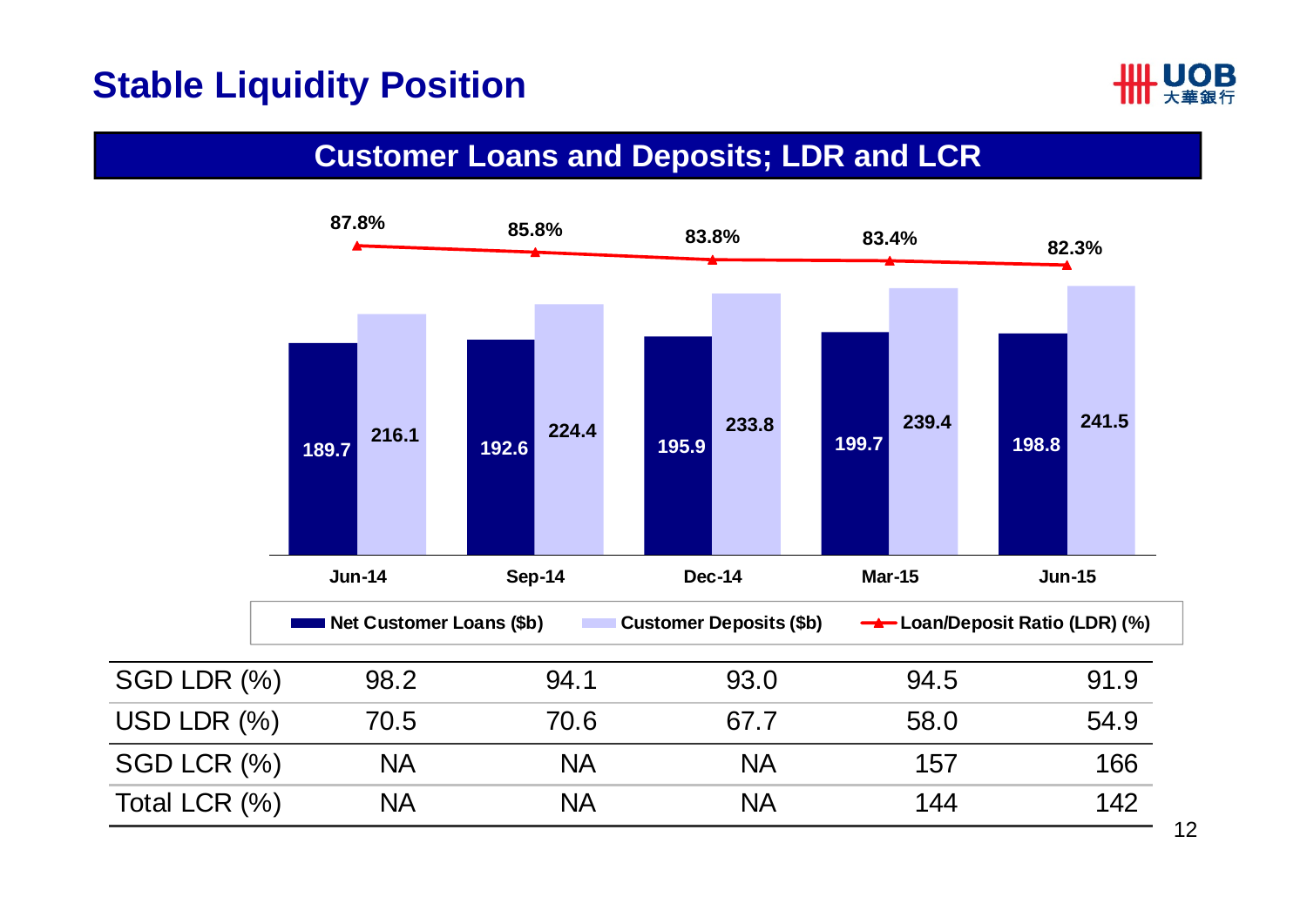# Stable Liquidity Position

## Customer Loans and Deposits; LDR and LCR

| | Jun-14 | Sep-14 | Dec-14 | Mar-15 | Jun-15 |
|---|---|---|---|---|---|
| Net Customer Loans ($b) | 189.7 | 192.6 | 195.9 | 199.7 | 198.8 |
| Customer Deposits ($b) | 216.1 | 224.4 | 233.8 | 239.4 | 241.5 |
| Loan/Deposit Ratio (LDR) (%) | 87.8% | 85.8% | 83.8% | 83.4% | 82.3% |

| | | | | | |
|---|---|---|---|---|---|
| SGD LDR (%) | 98.2 | 94.1 | 93.0 | 94.5 | 91.9 |
| USD LDR (%) | 70.5 | 70.6 | 67.7 | 58.0 | 54.9 |
| SGD LCR (%) | NA | NA | NA | 157 | 166 |
| Total LCR (%) | NA | NA | NA | 144 | 142 |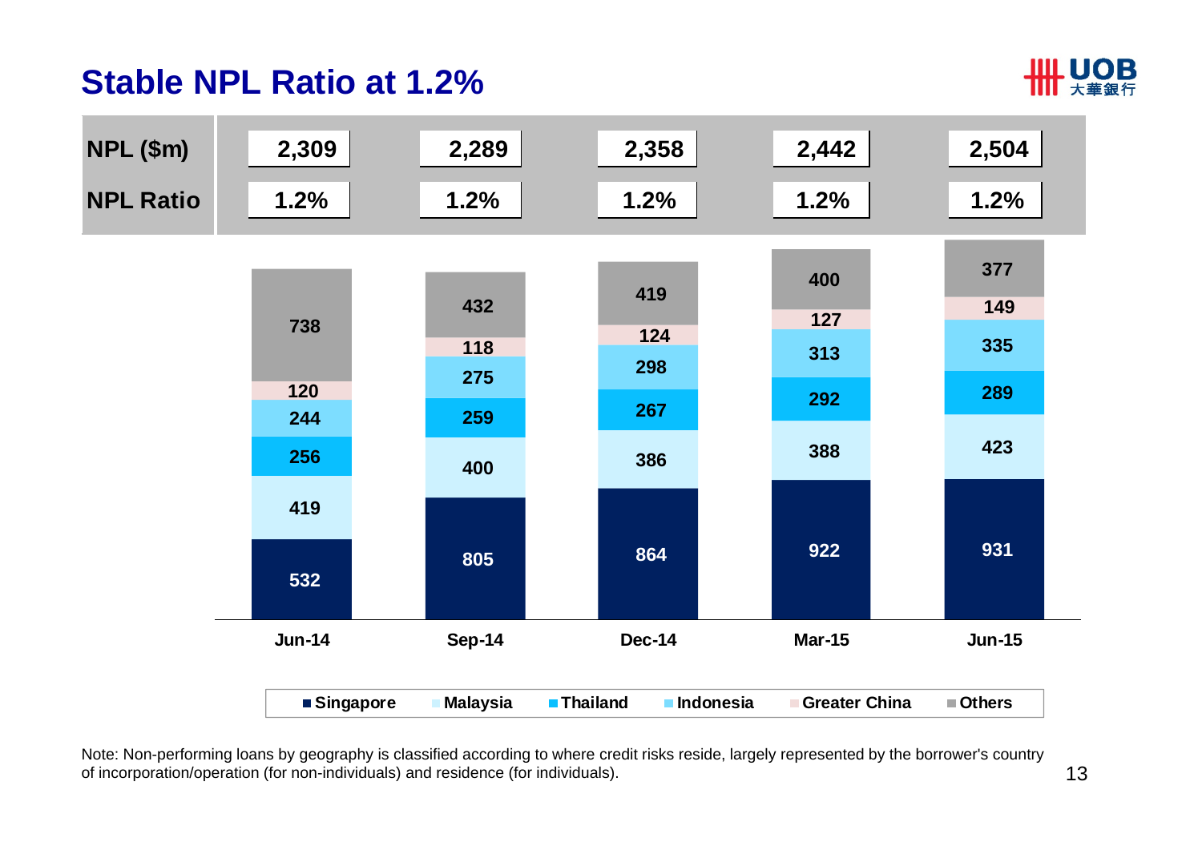# Stable NPL Ratio at 1.2%

| | Jun-14 | Sep-14 | Dec-14 | Mar-15 | Jun-15 |
|---|---|---|---|---|---|
| NPL ($m) | 2,309 | 2,289 | 2,358 | 2,442 | 2,504 |
| NPL Ratio | 1.2% | 1.2% | 1.2% | 1.2% | 1.2% |

| | Jun-14 | Sep-14 | Dec-14 | Mar-15 | Jun-15 |
|---|---|---|---|---|---|
| Singapore | 532 | 805 | 864 | 922 | 931 |
| Malaysia | 419 | 400 | 386 | 388 | 423 |
| Thailand | 256 | 259 | 267 | 292 | 289 |
| Indonesia | 244 | 275 | 298 | 313 | 335 |
| Greater China | 120 | 118 | 124 | 127 | 149 |
| Others | 738 | 432 | 419 | 400 | 377 |

Note: Non-performing loans by geography is classified according to where credit risks reside, largely represented by the borrower's country of incorporation/operation (for non-individuals) and residence (for individuals).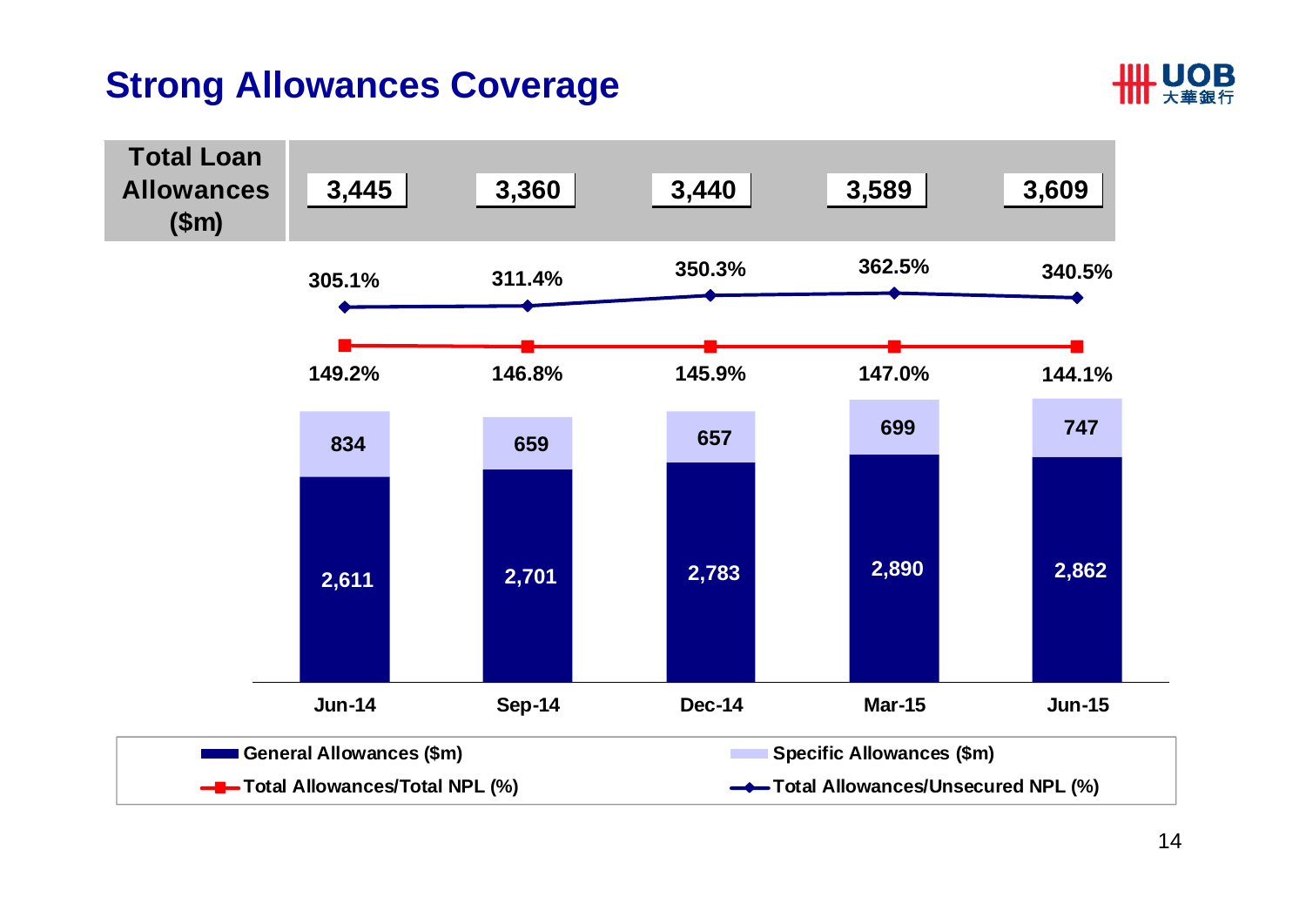# Strong Allowances Coverage

| | Jun-14 | Sep-14 | Dec-14 | Mar-15 | Jun-15 |
|---|---|---|---|---|---|
| Total Loan Allowances ($m) | 3,445 | 3,360 | 3,440 | 3,589 | 3,609 |
| General Allowances ($m) | 2,611 | 2,701 | 2,783 | 2,890 | 2,862 |
| Specific Allowances ($m) | 834 | 659 | 657 | 699 | 747 |
| Total Allowances/Total NPL (%) | 149.2% | 146.8% | 145.9% | 147.0% | 144.1% |
| Total Allowances/Unsecured NPL (%) | 305.1% | 311.4% | 350.3% | 362.5% | 340.5% |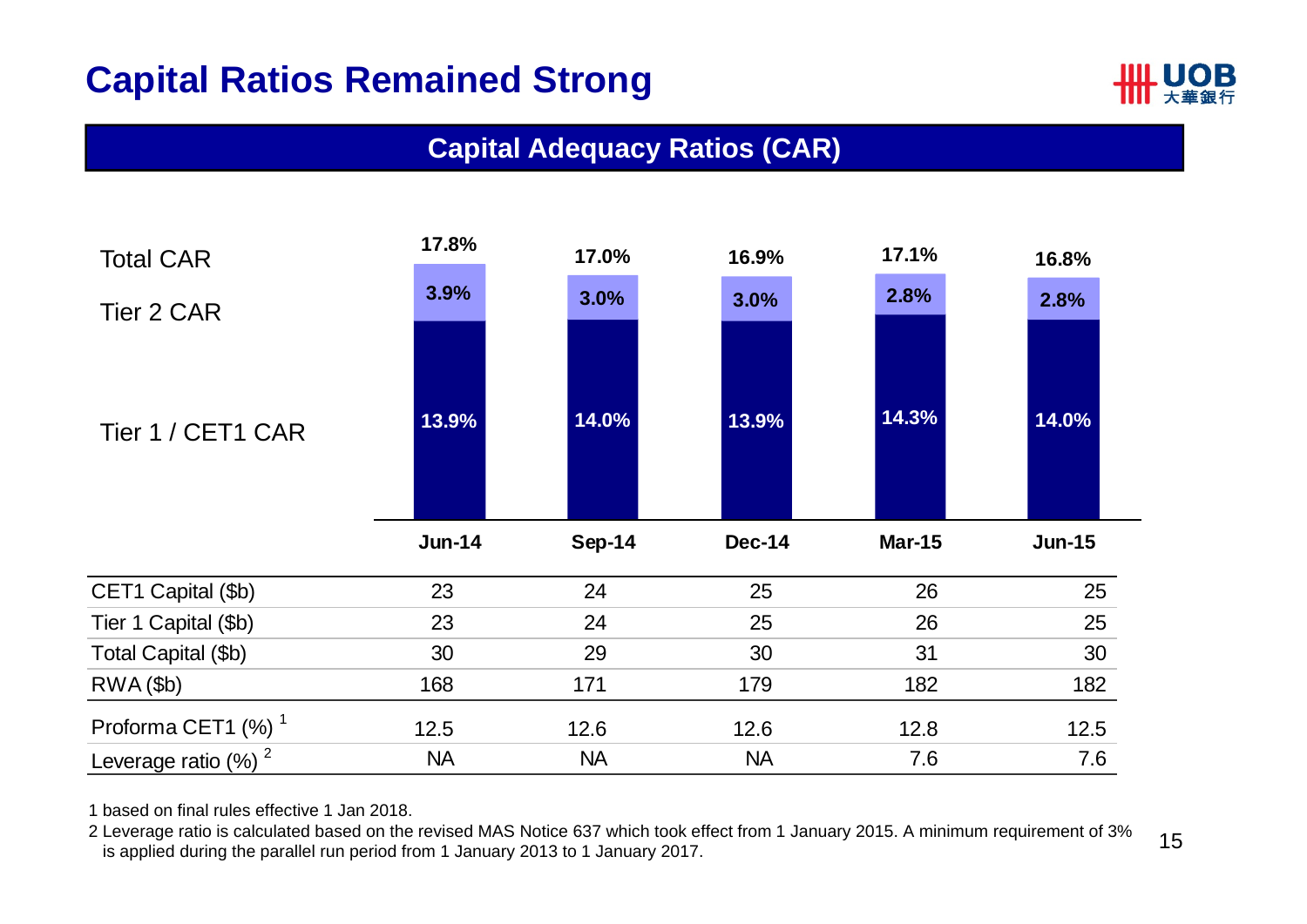# Capital Ratios Remained Strong

## Capital Adequacy Ratios (CAR)

| | Jun-14 | Sep-14 | Dec-14 | Mar-15 | Jun-15 |
|---|---|---|---|---|---|
| Total CAR | 17.8% | 17.0% | 16.9% | 17.1% | 16.8% |
| Tier 2 CAR | 3.9% | 3.0% | 3.0% | 2.8% | 2.8% |
| Tier 1 / CET1 CAR | 13.9% | 14.0% | 13.9% | 14.3% | 14.0% |

| | Jun-14 | Sep-14 | Dec-14 | Mar-15 | Jun-15 |
|---|---|---|---|---|---|
| CET1 Capital ($b) | 23 | 24 | 25 | 26 | 25 |
| Tier 1 Capital ($b) | 23 | 24 | 25 | 26 | 25 |
| Total Capital ($b) | 30 | 29 | 30 | 31 | 30 |
| RWA ($b) | 168 | 171 | 179 | 182 | 182 |
| Proforma CET1 (%) [1] | 12.5 | 12.6 | 12.6 | 12.8 | 12.5 |
| Leverage ratio (%) [2] | NA | NA | NA | 7.6 | 7.6 |

1 based on final rules effective 1 Jan 2018.

2 Leverage ratio is calculated based on the revised MAS Notice 637 which took effect from 1 January 2015. A minimum requirement of 3% is applied during the parallel run period from 1 January 2013 to 1 January 2017.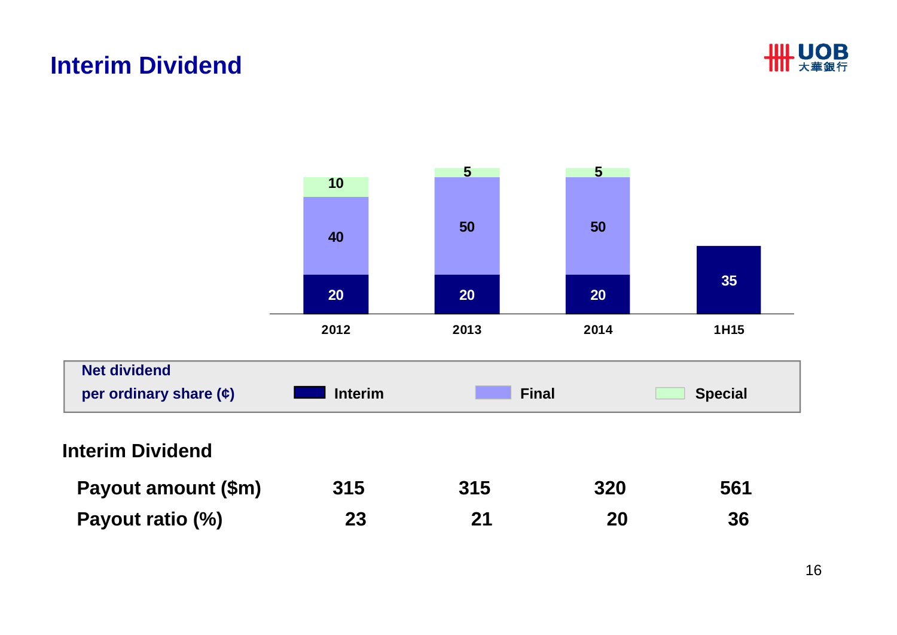# Interim Dividend

Net dividend per ordinary share (¢)

| | 2012 | 2013 | 2014 | 1H15 |
|---|---|---|---|---|
| Interim | 20 | 20 | 20 | 35 |
| Final | 40 | 50 | 50 | |
| Special | 10 | 5 | 5 | |

**Interim Dividend**

| | 2012 | 2013 | 2014 | 1H15 |
|---|---|---|---|---|
| **Payout amount ($m)** | **315** | **315** | **320** | **561** |
| **Payout ratio (%)** | **23** | **21** | **20** | **36** |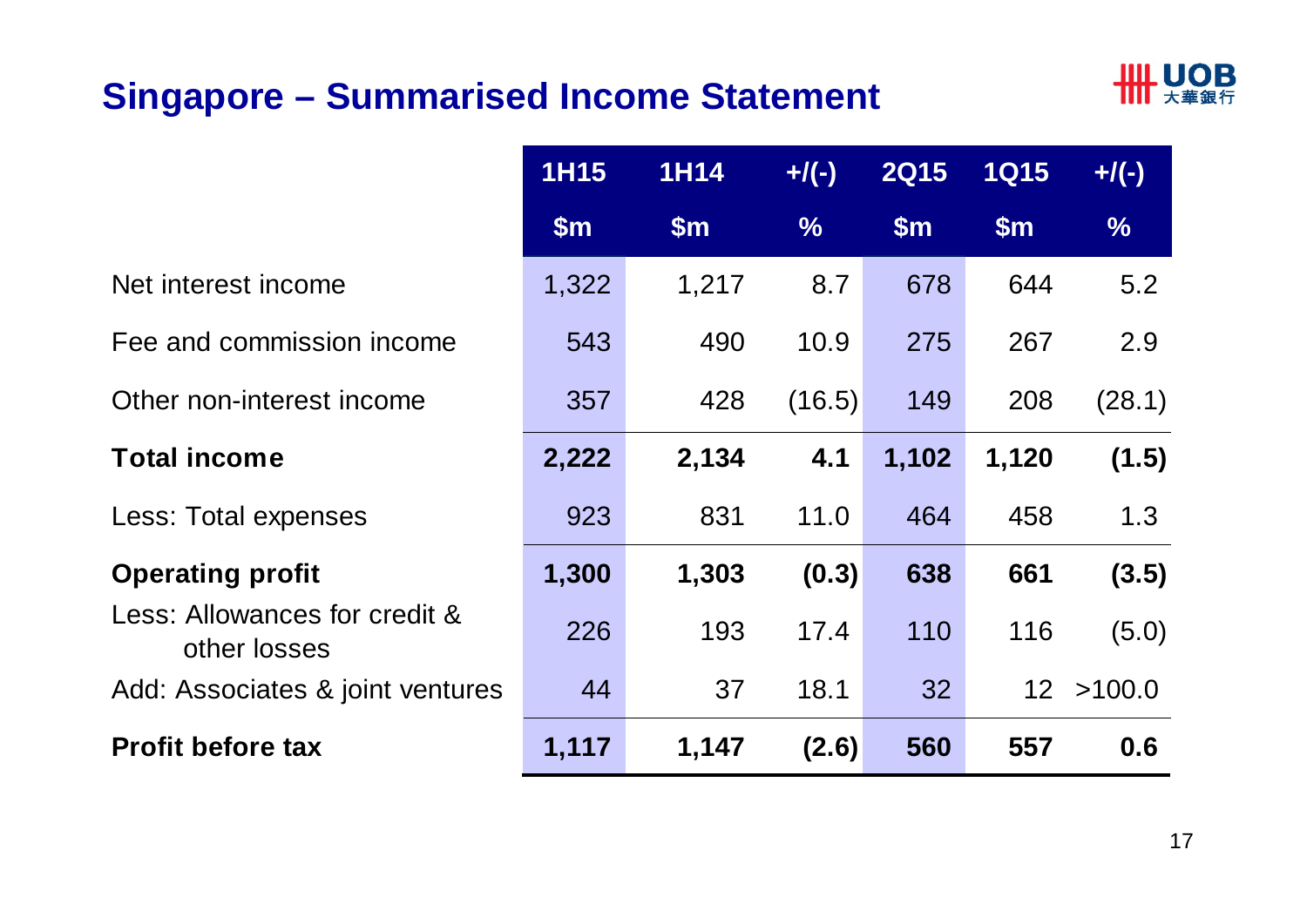## Singapore – Summarised Income Statement

| | 1H15 | 1H14 | +/(-) | 2Q15 | 1Q15 | +/(-) |
|---|---|---|---|---|---|---|
| | $m | $m | % | $m | $m | % |
| Net interest income | 1,322 | 1,217 | 8.7 | 678 | 644 | 5.2 |
| Fee and commission income | 543 | 490 | 10.9 | 275 | 267 | 2.9 |
| Other non-interest income | 357 | 428 | (16.5) | 149 | 208 | (28.1) |
| **Total income** | **2,222** | **2,134** | **4.1** | **1,102** | **1,120** | **(1.5)** |
| Less: Total expenses | 923 | 831 | 11.0 | 464 | 458 | 1.3 |
| **Operating profit** | **1,300** | **1,303** | **(0.3)** | **638** | **661** | **(3.5)** |
| Less: Allowances for credit & other losses | 226 | 193 | 17.4 | 110 | 116 | (5.0) |
| Add: Associates & joint ventures | 44 | 37 | 18.1 | 32 | 12 | >100.0 |
| **Profit before tax** | **1,117** | **1,147** | **(2.6)** | **560** | **557** | **0.6** |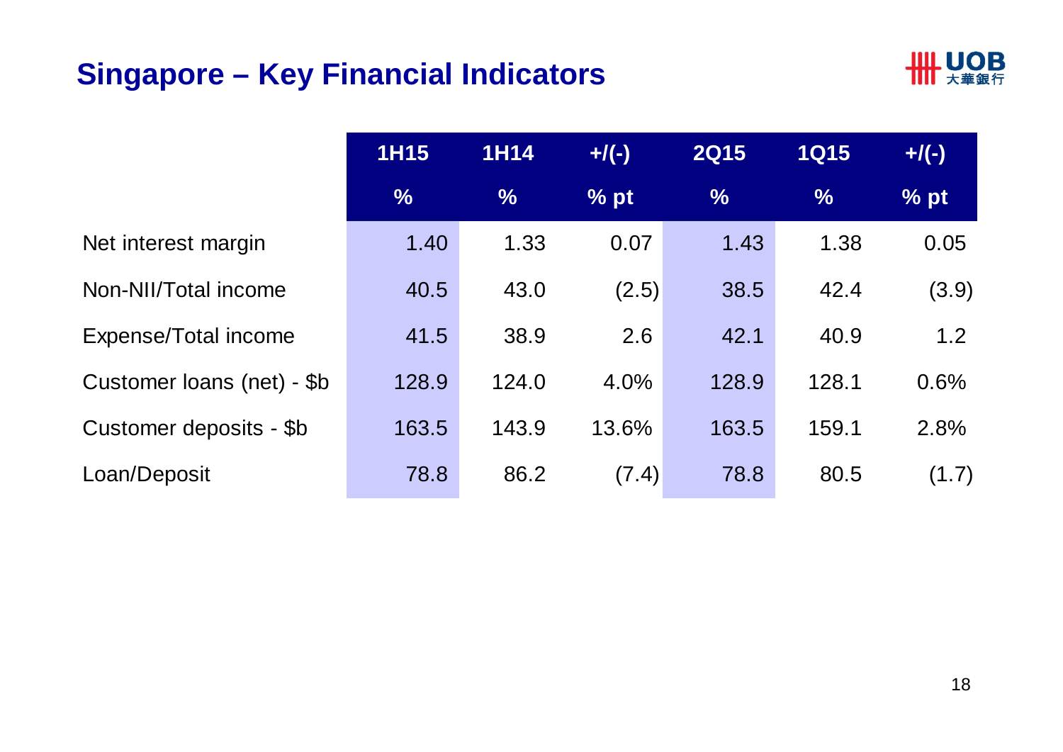# Singapore – Key Financial Indicators

| | 1H15 | 1H14 | +/(-) | 2Q15 | 1Q15 | +/(-) |
|---|---|---|---|---|---|---|
| | % | % | % pt | % | % | % pt |
| Net interest margin | 1.40 | 1.33 | 0.07 | 1.43 | 1.38 | 0.05 |
| Non-NII/Total income | 40.5 | 43.0 | (2.5) | 38.5 | 42.4 | (3.9) |
| Expense/Total income | 41.5 | 38.9 | 2.6 | 42.1 | 40.9 | 1.2 |
| Customer loans (net) - $b | 128.9 | 124.0 | 4.0% | 128.9 | 128.1 | 0.6% |
| Customer deposits - $b | 163.5 | 143.9 | 13.6% | 163.5 | 159.1 | 2.8% |
| Loan/Deposit | 78.8 | 86.2 | (7.4) | 78.8 | 80.5 | (1.7) |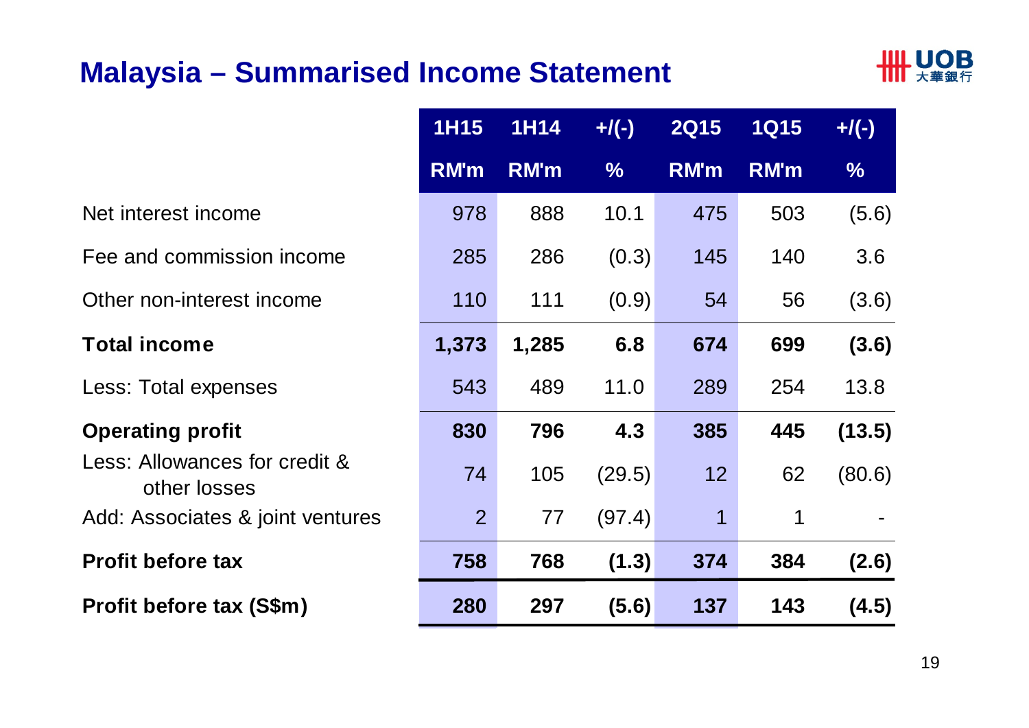# Malaysia – Summarised Income Statement

| | 1H15 | 1H14 | +/(-) | 2Q15 | 1Q15 | +/(-) |
|---|---|---|---|---|---|---|
| | RM'm | RM'm | % | RM'm | RM'm | % |
| Net interest income | 978 | 888 | 10.1 | 475 | 503 | (5.6) |
| Fee and commission income | 285 | 286 | (0.3) | 145 | 140 | 3.6 |
| Other non-interest income | 110 | 111 | (0.9) | 54 | 56 | (3.6) |
| **Total income** | **1,373** | **1,285** | **6.8** | **674** | **699** | **(3.6)** |
| Less: Total expenses | 543 | 489 | 11.0 | 289 | 254 | 13.8 |
| **Operating profit** | **830** | **796** | **4.3** | **385** | **445** | **(13.5)** |
| Less: Allowances for credit & other losses | 74 | 105 | (29.5) | 12 | 62 | (80.6) |
| Add: Associates & joint ventures | 2 | 77 | (97.4) | 1 | 1 | - |
| **Profit before tax** | **758** | **768** | **(1.3)** | **374** | **384** | **(2.6)** |
| **Profit before tax (S$m)** | **280** | **297** | **(5.6)** | **137** | **143** | **(4.5)** |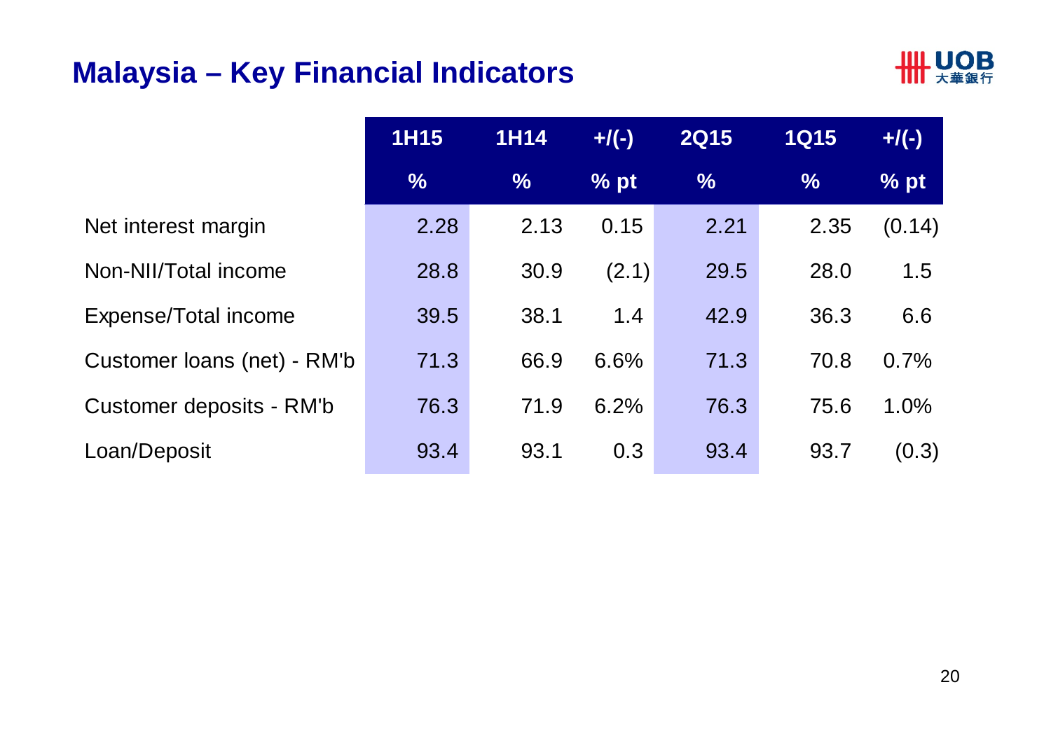# Malaysia – Key Financial Indicators

| | 1H15 | 1H14 | +/(-) | 2Q15 | 1Q15 | +/(-) |
|---|---|---|---|---|---|---|
| | % | % | % pt | % | % | % pt |
| Net interest margin | 2.28 | 2.13 | 0.15 | 2.21 | 2.35 | (0.14) |
| Non-NII/Total income | 28.8 | 30.9 | (2.1) | 29.5 | 28.0 | 1.5 |
| Expense/Total income | 39.5 | 38.1 | 1.4 | 42.9 | 36.3 | 6.6 |
| Customer loans (net) - RM'b | 71.3 | 66.9 | 6.6% | 71.3 | 70.8 | 0.7% |
| Customer deposits - RM'b | 76.3 | 71.9 | 6.2% | 76.3 | 75.6 | 1.0% |
| Loan/Deposit | 93.4 | 93.1 | 0.3 | 93.4 | 93.7 | (0.3) |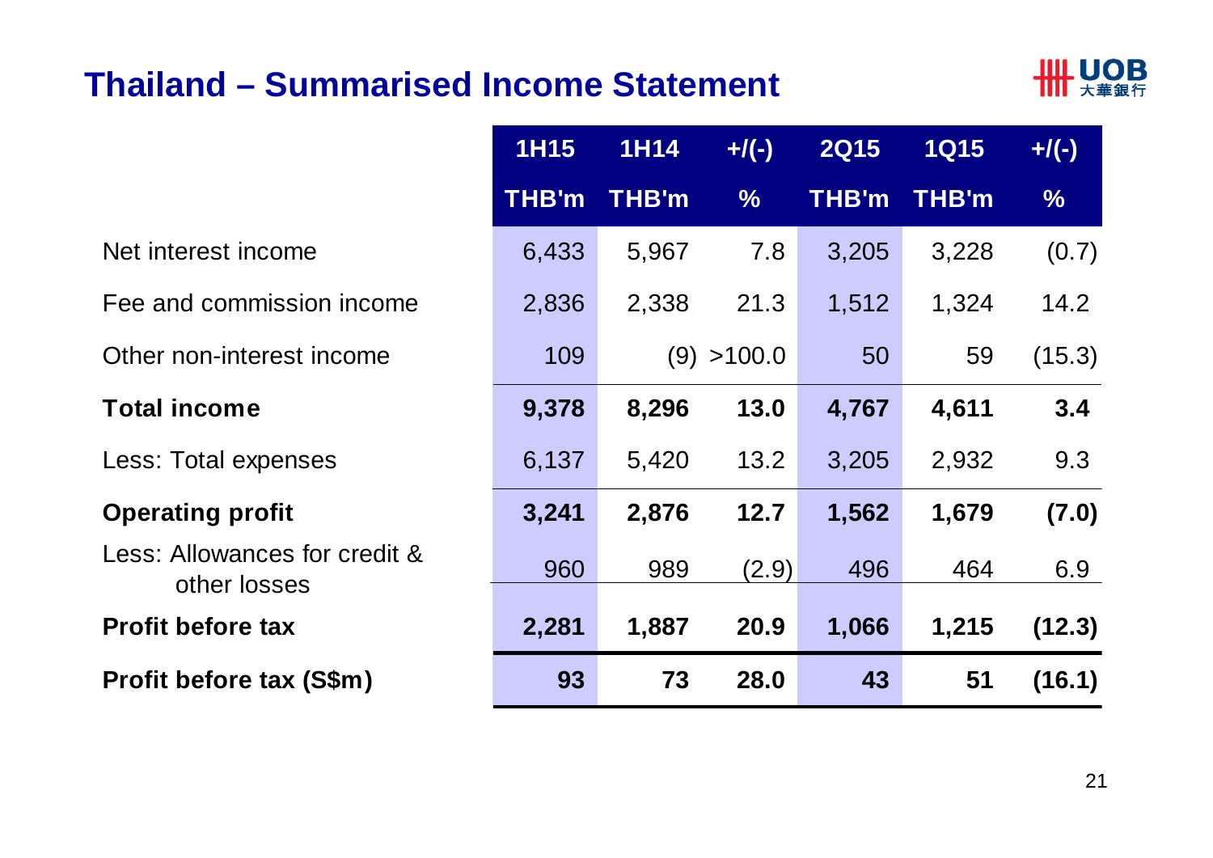# Thailand – Summarised Income Statement

| | 1H15 THB'm | 1H14 THB'm | +/(-) % | 2Q15 THB'm | 1Q15 THB'm | +/(-) % |
|---|---|---|---|---|---|---|
| Net interest income | 6,433 | 5,967 | 7.8 | 3,205 | 3,228 | (0.7) |
| Fee and commission income | 2,836 | 2,338 | 21.3 | 1,512 | 1,324 | 14.2 |
| Other non-interest income | 109 | (9) | >100.0 | 50 | 59 | (15.3) |
| **Total income** | **9,378** | **8,296** | **13.0** | **4,767** | **4,611** | **3.4** |
| Less: Total expenses | 6,137 | 5,420 | 13.2 | 3,205 | 2,932 | 9.3 |
| **Operating profit** | **3,241** | **2,876** | **12.7** | **1,562** | **1,679** | **(7.0)** |
| Less: Allowances for credit & other losses | 960 | 989 | (2.9) | 496 | 464 | 6.9 |
| **Profit before tax** | **2,281** | **1,887** | **20.9** | **1,066** | **1,215** | **(12.3)** |
| **Profit before tax (S$m)** | **93** | **73** | **28.0** | **43** | **51** | **(16.1)** |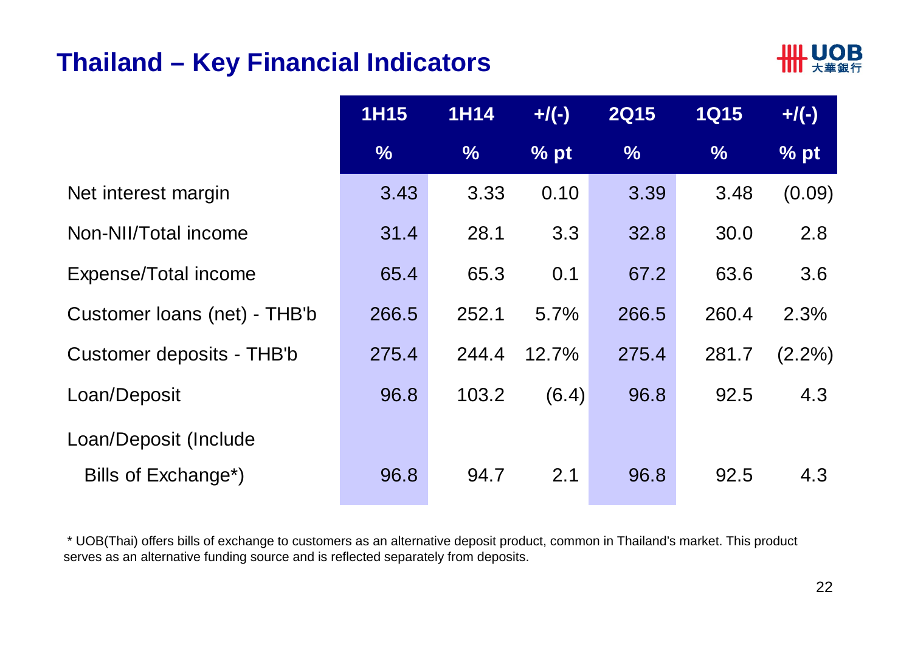# Thailand – Key Financial Indicators

| | 1H15 | 1H14 | +/(-) | 2Q15 | 1Q15 | +/(-) |
|---|---|---|---|---|---|---|
| | % | % | % pt | % | % | % pt |
| Net interest margin | 3.43 | 3.33 | 0.10 | 3.39 | 3.48 | (0.09) |
| Non-NII/Total income | 31.4 | 28.1 | 3.3 | 32.8 | 30.0 | 2.8 |
| Expense/Total income | 65.4 | 65.3 | 0.1 | 67.2 | 63.6 | 3.6 |
| Customer loans (net) - THB'b | 266.5 | 252.1 | 5.7% | 266.5 | 260.4 | 2.3% |
| Customer deposits - THB'b | 275.4 | 244.4 | 12.7% | 275.4 | 281.7 | (2.2%) |
| Loan/Deposit | 96.8 | 103.2 | (6.4) | 96.8 | 92.5 | 4.3 |
| Loan/Deposit (Include Bills of Exchange*) | 96.8 | 94.7 | 2.1 | 96.8 | 92.5 | 4.3 |

* UOB(Thai) offers bills of exchange to customers as an alternative deposit product, common in Thailand's market. This product serves as an alternative funding source and is reflected separately from deposits.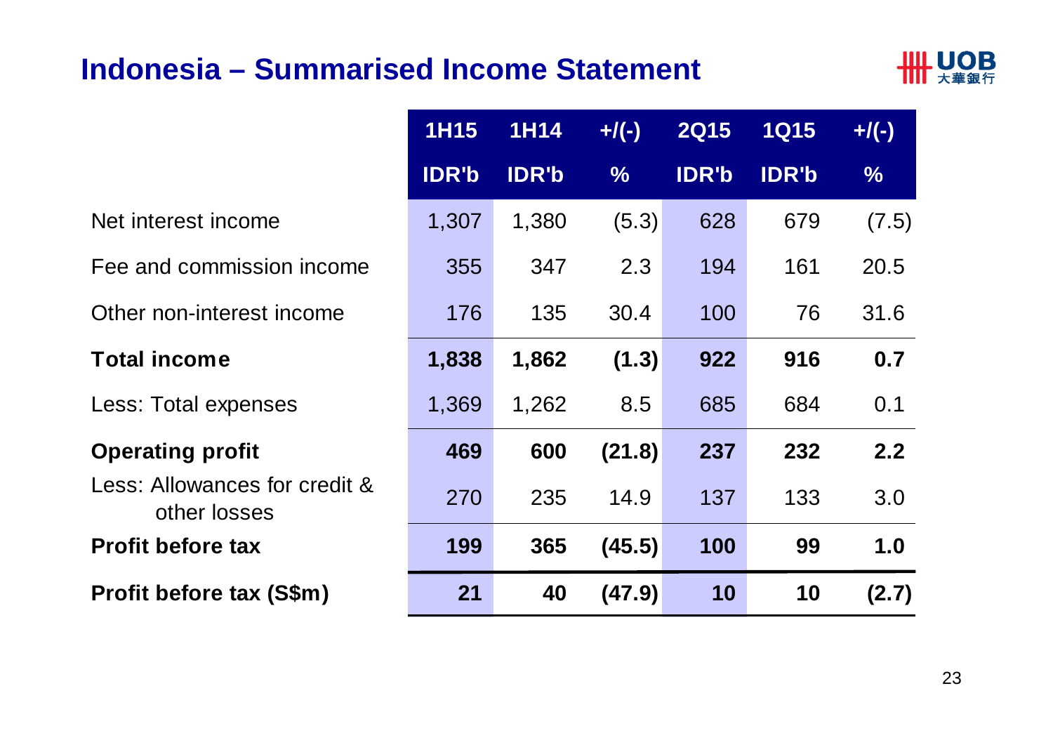# Indonesia – Summarised Income Statement

| | 1H15 IDR'b | 1H14 IDR'b | +/(-) % | 2Q15 IDR'b | 1Q15 IDR'b | +/(-) % |
|---|---|---|---|---|---|---|
| Net interest income | 1,307 | 1,380 | (5.3) | 628 | 679 | (7.5) |
| Fee and commission income | 355 | 347 | 2.3 | 194 | 161 | 20.5 |
| Other non-interest income | 176 | 135 | 30.4 | 100 | 76 | 31.6 |
| **Total income** | **1,838** | **1,862** | **(1.3)** | **922** | **916** | **0.7** |
| Less: Total expenses | 1,369 | 1,262 | 8.5 | 685 | 684 | 0.1 |
| **Operating profit** | **469** | **600** | **(21.8)** | **237** | **232** | **2.2** |
| Less: Allowances for credit & other losses | 270 | 235 | 14.9 | 137 | 133 | 3.0 |
| **Profit before tax** | **199** | **365** | **(45.5)** | **100** | **99** | **1.0** |
| **Profit before tax (S$m)** | **21** | **40** | **(47.9)** | **10** | **10** | **(2.7)** |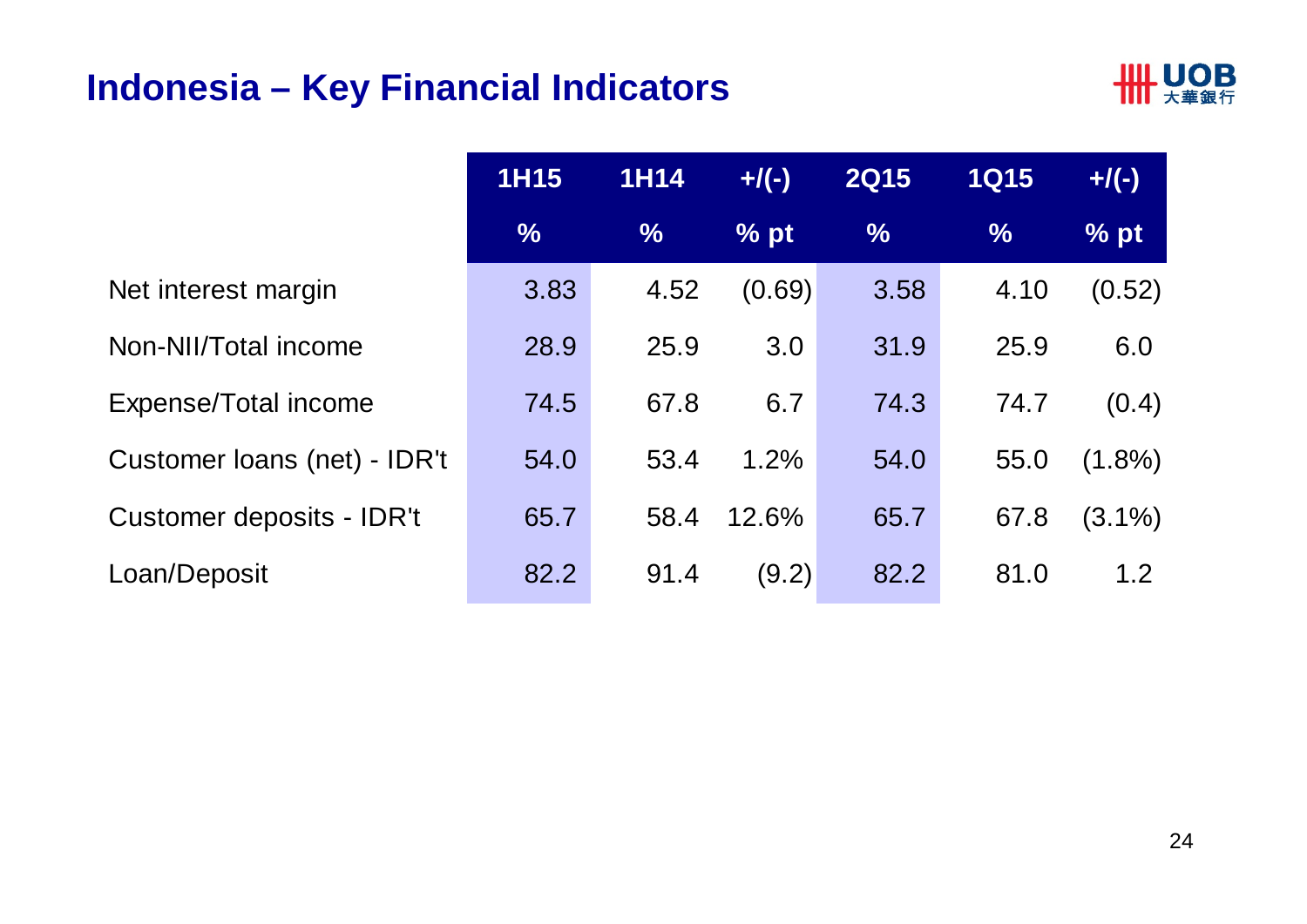# Indonesia – Key Financial Indicators

| | 1H15 | 1H14 | +/(-) | 2Q15 | 1Q15 | +/(-) |
|---|---|---|---|---|---|---|
| | % | % | % pt | % | % | % pt |
| Net interest margin | 3.83 | 4.52 | (0.69) | 3.58 | 4.10 | (0.52) |
| Non-NII/Total income | 28.9 | 25.9 | 3.0 | 31.9 | 25.9 | 6.0 |
| Expense/Total income | 74.5 | 67.8 | 6.7 | 74.3 | 74.7 | (0.4) |
| Customer loans (net) - IDR't | 54.0 | 53.4 | 1.2% | 54.0 | 55.0 | (1.8%) |
| Customer deposits - IDR't | 65.7 | 58.4 | 12.6% | 65.7 | 67.8 | (3.1%) |
| Loan/Deposit | 82.2 | 91.4 | (9.2) | 82.2 | 81.0 | 1.2 |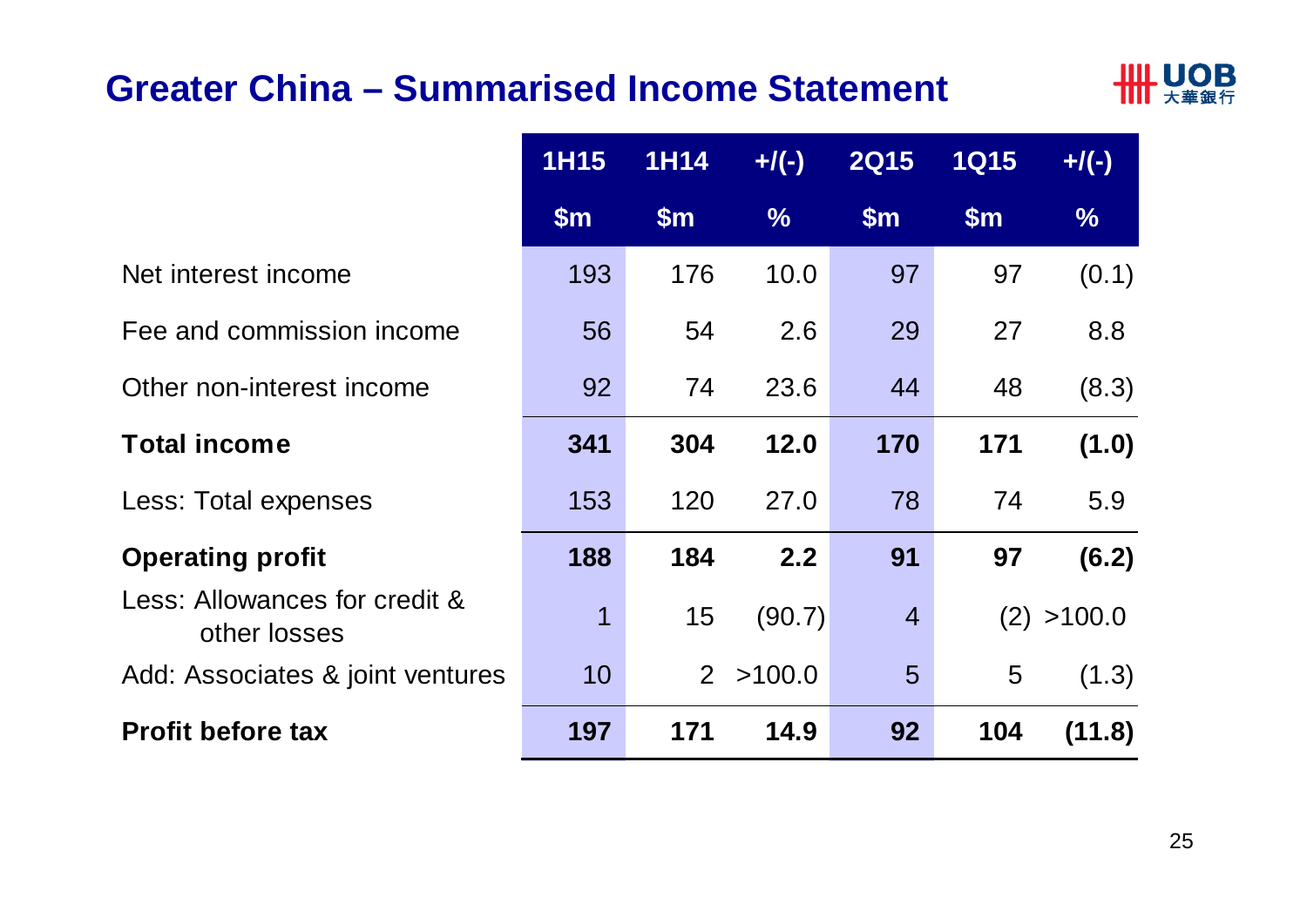# Greater China – Summarised Income Statement

| | 1H15 | 1H14 | +/(-) | 2Q15 | 1Q15 | +/(-) |
|---|---|---|---|---|---|---|
| | $m | $m | % | $m | $m | % |
| Net interest income | 193 | 176 | 10.0 | 97 | 97 | (0.1) |
| Fee and commission income | 56 | 54 | 2.6 | 29 | 27 | 8.8 |
| Other non-interest income | 92 | 74 | 23.6 | 44 | 48 | (8.3) |
| **Total income** | **341** | **304** | **12.0** | **170** | **171** | **(1.0)** |
| Less: Total expenses | 153 | 120 | 27.0 | 78 | 74 | 5.9 |
| **Operating profit** | **188** | **184** | **2.2** | **91** | **97** | **(6.2)** |
| Less: Allowances for credit & other losses | 1 | 15 | (90.7) | 4 | (2) | >100.0 |
| Add: Associates & joint ventures | 10 | 2 | >100.0 | 5 | 5 | (1.3) |
| **Profit before tax** | **197** | **171** | **14.9** | **92** | **104** | **(11.8)** |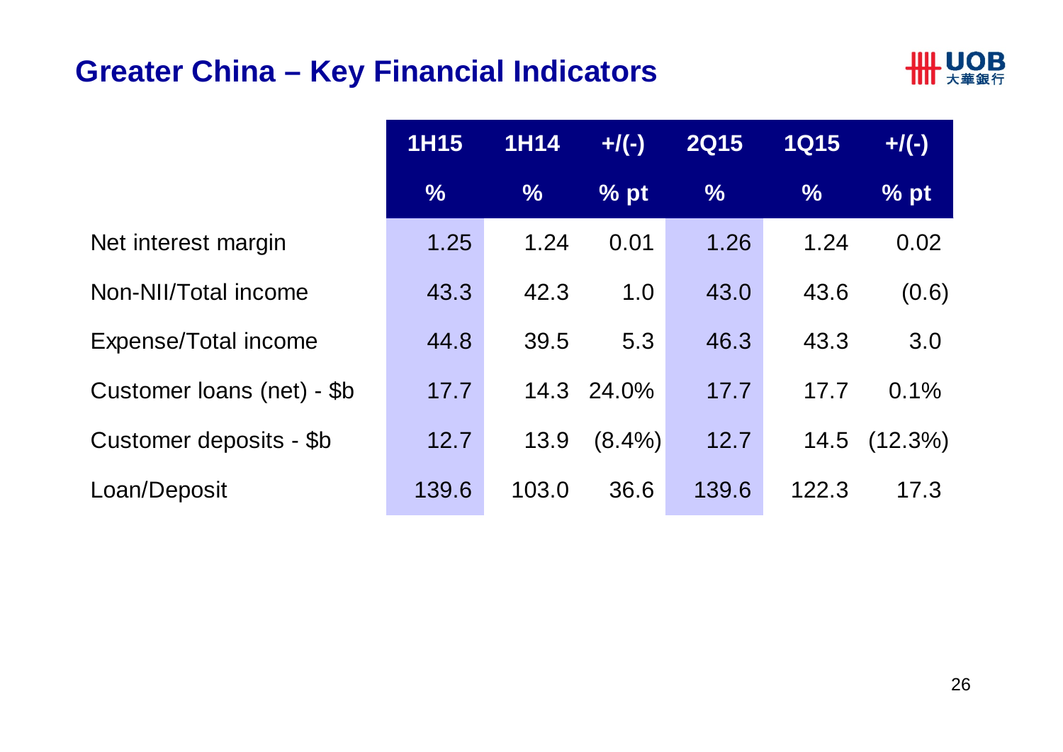# Greater China – Key Financial Indicators

| | 1H15 | 1H14 | +/(-) | 2Q15 | 1Q15 | +/(-) |
|---|---|---|---|---|---|---|
| | % | % | % pt | % | % | % pt |
| Net interest margin | 1.25 | 1.24 | 0.01 | 1.26 | 1.24 | 0.02 |
| Non-NII/Total income | 43.3 | 42.3 | 1.0 | 43.0 | 43.6 | (0.6) |
| Expense/Total income | 44.8 | 39.5 | 5.3 | 46.3 | 43.3 | 3.0 |
| Customer loans (net) - $b | 17.7 | 14.3 | 24.0% | 17.7 | 17.7 | 0.1% |
| Customer deposits - $b | 12.7 | 13.9 | (8.4%) | 12.7 | 14.5 | (12.3%) |
| Loan/Deposit | 139.6 | 103.0 | 36.6 | 139.6 | 122.3 | 17.3 |